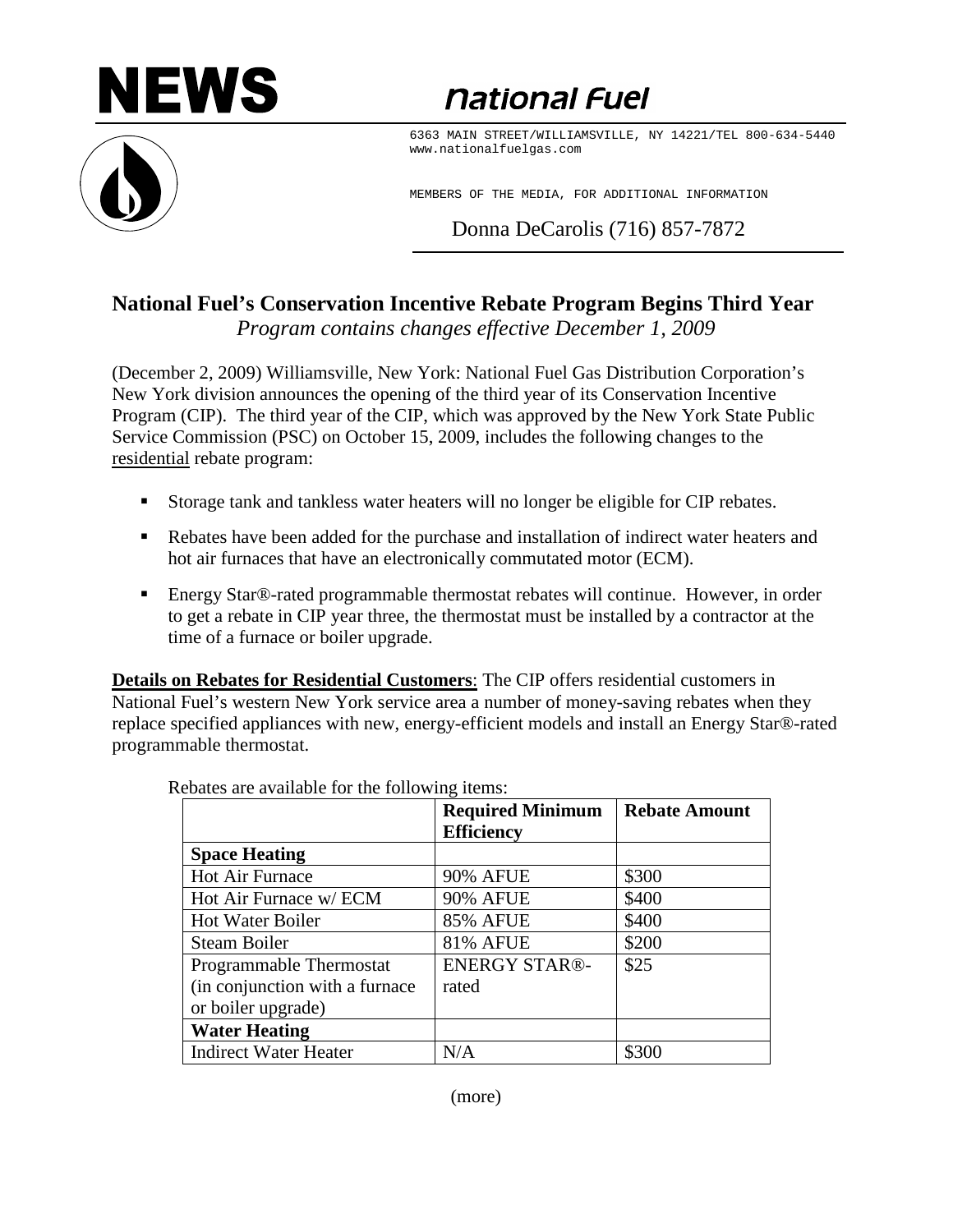# NEWS

**National Fuel**

6363 MAIN STREET/WILLIAMSVILLE, NY 14221/TEL 800-634-5440
www.nationalfuelgas.com

MEMBERS OF THE MEDIA, FOR ADDITIONAL INFORMATION

Donna DeCarolis (716) 857-7872

## National Fuel's Conservation Incentive Rebate Program Begins Third Year

*Program contains changes effective December 1, 2009*

(December 2, 2009) Williamsville, New York: National Fuel Gas Distribution Corporation's New York division announces the opening of the third year of its Conservation Incentive Program (CIP). The third year of the CIP, which was approved by the New York State Public Service Commission (PSC) on October 15, 2009, includes the following changes to the residential rebate program:

- Storage tank and tankless water heaters will no longer be eligible for CIP rebates.
- Rebates have been added for the purchase and installation of indirect water heaters and hot air furnaces that have an electronically commutated motor (ECM).
- Energy Star®-rated programmable thermostat rebates will continue. However, in order to get a rebate in CIP year three, the thermostat must be installed by a contractor at the time of a furnace or boiler upgrade.

**Details on Rebates for Residential Customers**: The CIP offers residential customers in National Fuel's western New York service area a number of money-saving rebates when they replace specified appliances with new, energy-efficient models and install an Energy Star®-rated programmable thermostat.

Rebates are available for the following items:

| | **Required Minimum Efficiency** | **Rebate Amount** |
|---|---|---|
| **Space Heating** | | |
| Hot Air Furnace | 90% AFUE | $300 |
| Hot Air Furnace w/ ECM | 90% AFUE | $400 |
| Hot Water Boiler | 85% AFUE | $400 |
| Steam Boiler | 81% AFUE | $200 |
| Programmable Thermostat (in conjunction with a furnace or boiler upgrade) | ENERGY STAR®-rated | $25 |
| **Water Heating** | | |
| Indirect Water Heater | N/A | $300 |

(more)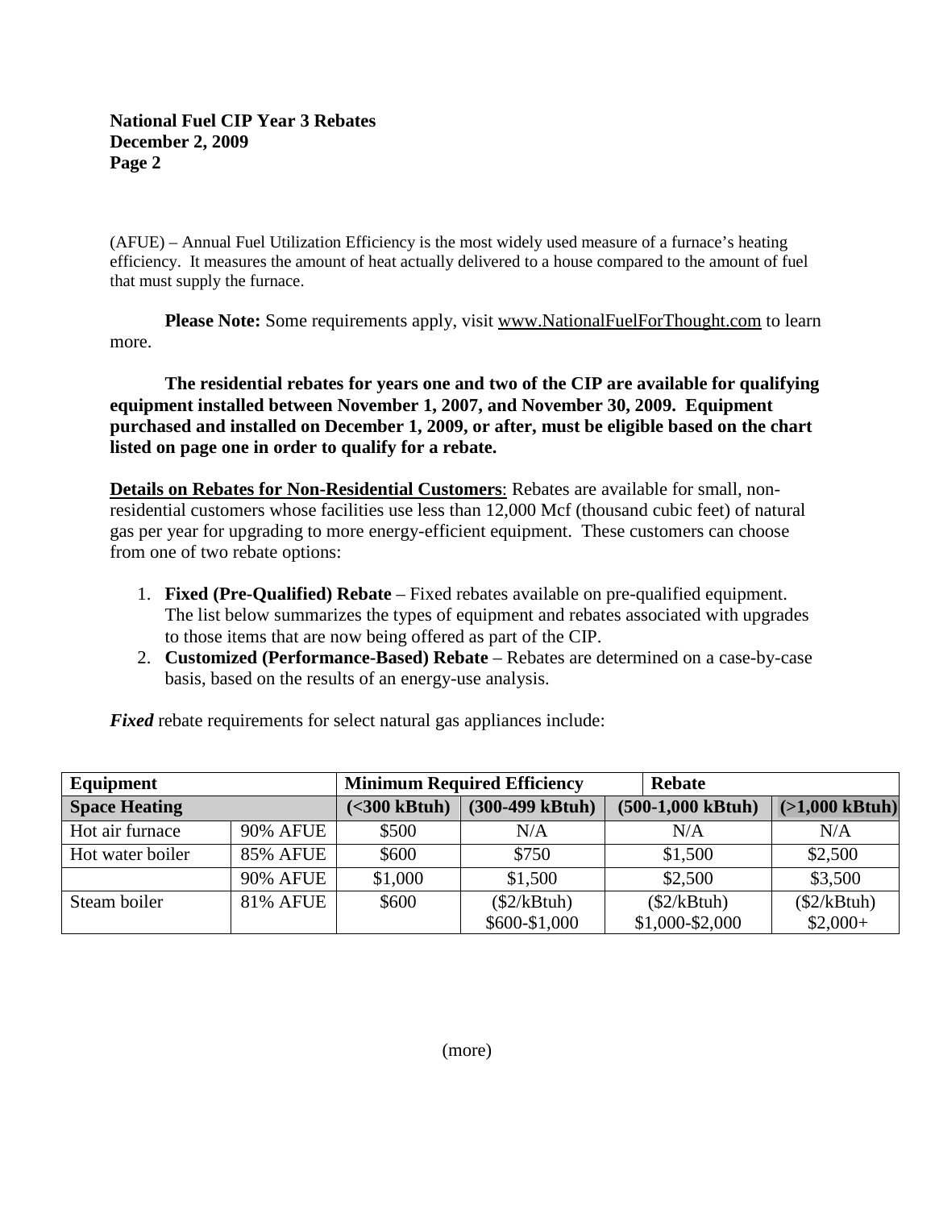(AFUE) – Annual Fuel Utilization Efficiency is the most widely used measure of a furnace's heating efficiency. It measures the amount of heat actually delivered to a house compared to the amount of fuel that must supply the furnace.

**Please Note:** Some requirements apply, visit www.NationalFuelForThought.com to learn more.

**The residential rebates for years one and two of the CIP are available for qualifying equipment installed between November 1, 2007, and November 30, 2009. Equipment purchased and installed on December 1, 2009, or after, must be eligible based on the chart listed on page one in order to qualify for a rebate.**

**Details on Rebates for Non-Residential Customers**: Rebates are available for small, non-residential customers whose facilities use less than 12,000 Mcf (thousand cubic feet) of natural gas per year for upgrading to more energy-efficient equipment. These customers can choose from one of two rebate options:

1. **Fixed (Pre-Qualified) Rebate** – Fixed rebates available on pre-qualified equipment. The list below summarizes the types of equipment and rebates associated with upgrades to those items that are now being offered as part of the CIP.
2. **Customized (Performance-Based) Rebate** – Rebates are determined on a case-by-case basis, based on the results of an energy-use analysis.

***Fixed*** rebate requirements for select natural gas appliances include:

| **Equipment** | | **Minimum Required Efficiency** | | **Rebate** | |
|---|---|---|---|---|---|
| **Space Heating** | | **(<300 kBtuh)** | **(300-499 kBtuh)** | **(500-1,000 kBtuh)** | **(>1,000 kBtuh)** |
| Hot air furnace | 90% AFUE | $500 | N/A | N/A | N/A |
| Hot water boiler | 85% AFUE | $600 | $750 | $1,500 | $2,500 |
| | 90% AFUE | $1,000 | $1,500 | $2,500 | $3,500 |
| Steam boiler | 81% AFUE | $600 | ($2/kBtuh) $600-$1,000 | ($2/kBtuh) $1,000-$2,000 | ($2/kBtuh) $2,000+ |

(more)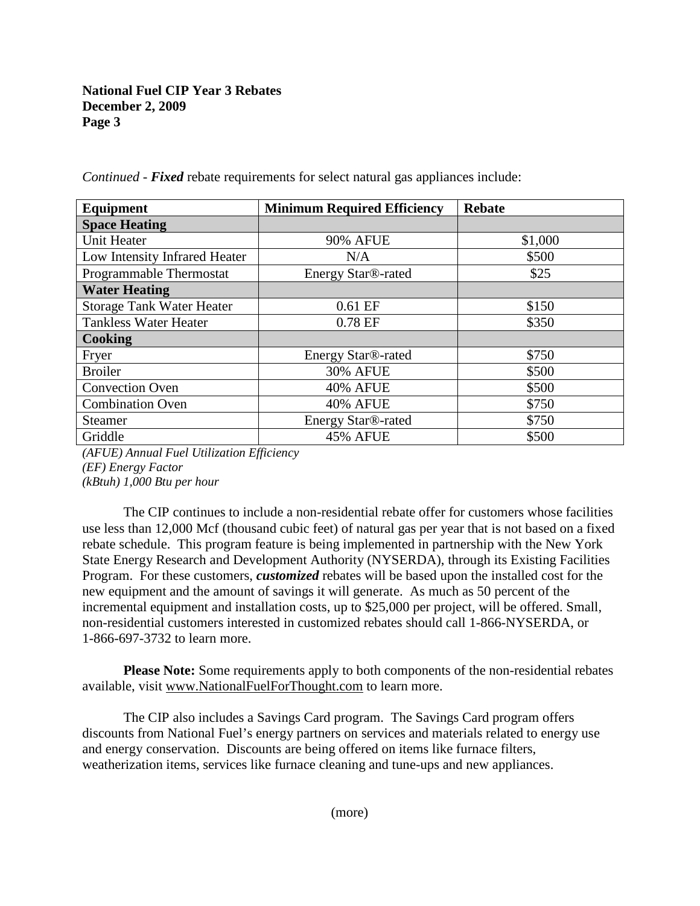*Continued - **Fixed*** rebate requirements for select natural gas appliances include:

| Equipment | Minimum Required Efficiency | Rebate |
|---|---|---|
| **Space Heating** | | |
| Unit Heater | 90% AFUE | $1,000 |
| Low Intensity Infrared Heater | N/A | $500 |
| Programmable Thermostat | Energy Star®-rated | $25 |
| **Water Heating** | | |
| Storage Tank Water Heater | 0.61 EF | $150 |
| Tankless Water Heater | 0.78 EF | $350 |
| **Cooking** | | |
| Fryer | Energy Star®-rated | $750 |
| Broiler | 30% AFUE | $500 |
| Convection Oven | 40% AFUE | $500 |
| Combination Oven | 40% AFUE | $750 |
| Steamer | Energy Star®-rated | $750 |
| Griddle | 45% AFUE | $500 |

*(AFUE) Annual Fuel Utilization Efficiency*
*(EF) Energy Factor*
*(kBtuh) 1,000 Btu per hour*

The CIP continues to include a non-residential rebate offer for customers whose facilities use less than 12,000 Mcf (thousand cubic feet) of natural gas per year that is not based on a fixed rebate schedule. This program feature is being implemented in partnership with the New York State Energy Research and Development Authority (NYSERDA), through its Existing Facilities Program. For these customers, ***customized*** rebates will be based upon the installed cost for the new equipment and the amount of savings it will generate. As much as 50 percent of the incremental equipment and installation costs, up to $25,000 per project, will be offered. Small, non-residential customers interested in customized rebates should call 1-866-NYSERDA, or 1-866-697-3732 to learn more.

**Please Note:** Some requirements apply to both components of the non-residential rebates available, visit www.NationalFuelForThought.com to learn more.

The CIP also includes a Savings Card program. The Savings Card program offers discounts from National Fuel's energy partners on services and materials related to energy use and energy conservation. Discounts are being offered on items like furnace filters, weatherization items, services like furnace cleaning and tune-ups and new appliances.

(more)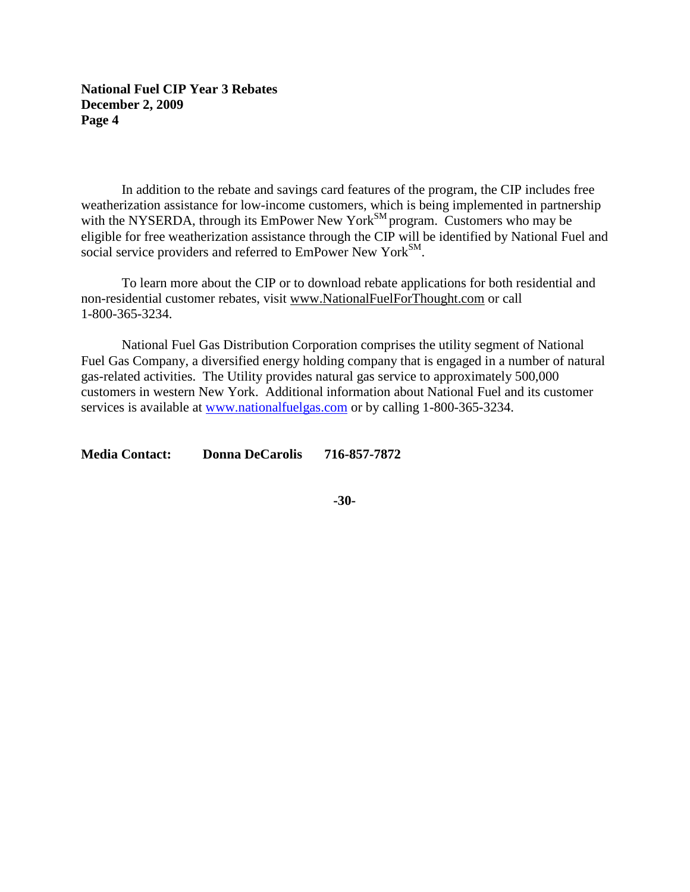In addition to the rebate and savings card features of the program, the CIP includes free weatherization assistance for low-income customers, which is being implemented in partnership with the NYSERDA, through its EmPower New York$^{SM}$ program. Customers who may be eligible for free weatherization assistance through the CIP will be identified by National Fuel and social service providers and referred to EmPower New York$^{SM}$.

To learn more about the CIP or to download rebate applications for both residential and non-residential customer rebates, visit www.NationalFuelForThought.com or call 1-800-365-3234.

National Fuel Gas Distribution Corporation comprises the utility segment of National Fuel Gas Company, a diversified energy holding company that is engaged in a number of natural gas-related activities. The Utility provides natural gas service to approximately 500,000 customers in western New York. Additional information about National Fuel and its customer services is available at www.nationalfuelgas.com or by calling 1-800-365-3234.

**Media Contact: Donna DeCarolis 716-857-7872**

**-30-**